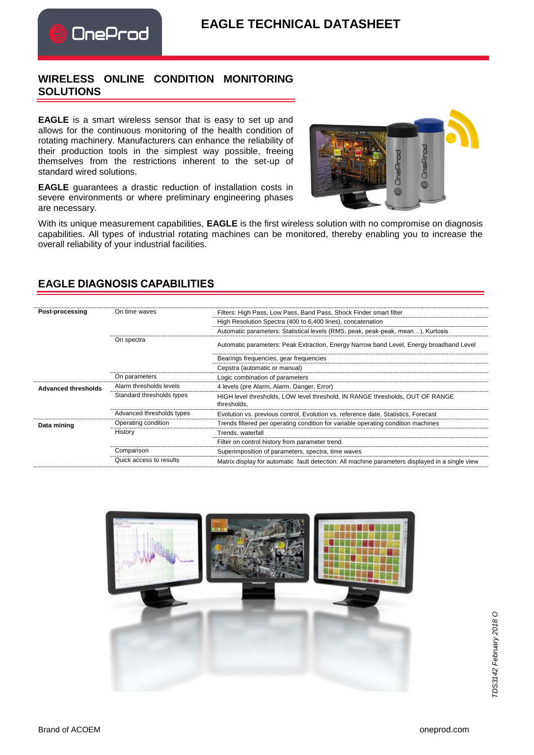# EAGLE TECHNICAL DATASHEET

## WIRELESS ONLINE CONDITION MONITORING SOLUTIONS

**EAGLE** is a smart wireless sensor that is easy to set up and allows for the continuous monitoring of the health condition of rotating machinery. Manufacturers can enhance the reliability of their production tools in the simplest way possible, freeing themselves from the restrictions inherent to the set-up of standard wired solutions.

**EAGLE** guarantees a drastic reduction of installation costs in severe environments or where preliminary engineering phases are necessary.

With its unique measurement capabilities, **EAGLE** is the first wireless solution with no compromise on diagnosis capabilities. All types of industrial rotating machines can be monitored, thereby enabling you to increase the overall reliability of your industrial facilities.

## EAGLE DIAGNOSIS CAPABILITIES

| | | |
|---|---|---|
| **Post-processing** | On time waves | Filters: High Pass, Low Pass, Band Pass, Shock Finder smart filter |
| | | High Resolution Spectra (400 to 6,400 lines), concatenation |
| | | Automatic parameters: Statistical levels (RMS, peak, peak-peak, mean…), Kurtosis |
| | On spectra | Automatic parameters: Peak Extraction, Energy Narrow band Level, Energy broadband Level |
| | | Bearings frequencies, gear frequencies |
| | | Cepstra (automatic or manual) |
| | On parameters | Logic combination of parameters |
| **Advanced thresholds** | Alarm thresholds levels | 4 levels (pre Alarm, Alarm, Danger, Error) |
| | Standard thresholds types | HIGH level thresholds, LOW level threshold, IN RANGE thresholds, OUT OF RANGE thresholds, |
| | Advanced thresholds types | Evolution vs. previous control, Evolution vs. reference date, Statistics, Forecast |
| **Data mining** | Operating condition | Trends filtered per operating condition for variable operating condition machines |
| | History | Trends, waterfall |
| | | Filter on control history from parameter trend. |
| | Comparison | Superimposition of parameters, spectra, time waves |
| | Quick access to results | Matrix display for automatic fault detection: All machine parameters displayed in a single view |

Brand of ACOEM

oneprod.com

TDS3142 February 2018 O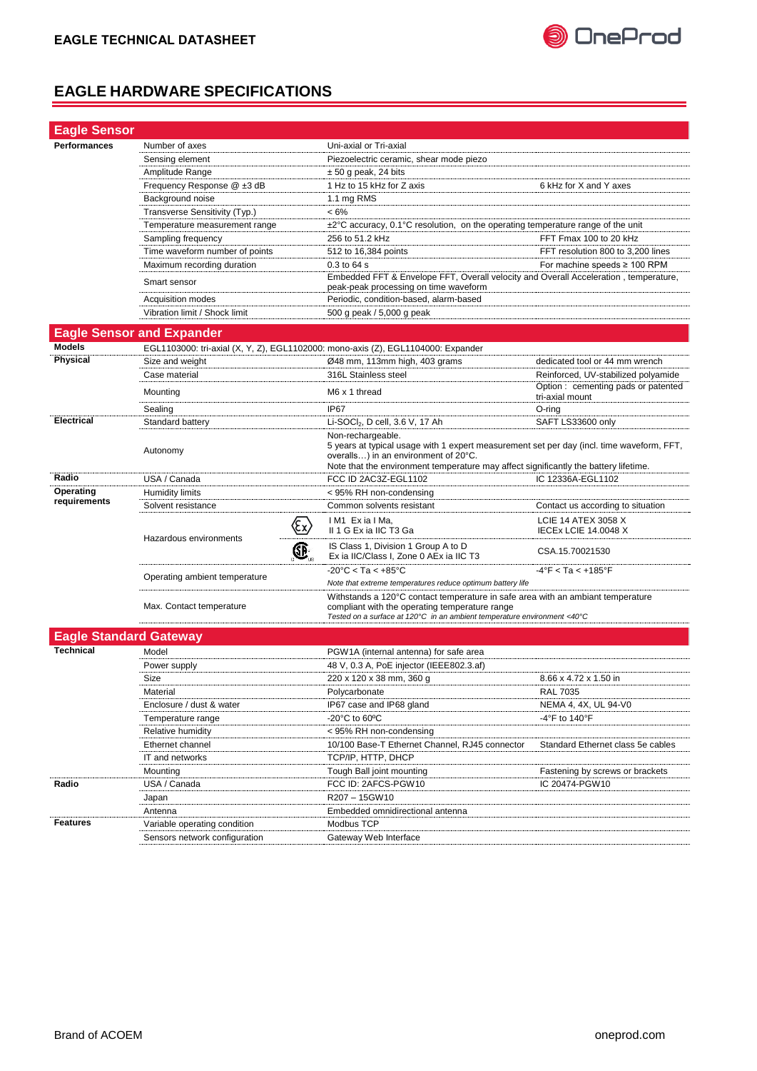# EAGLE HARDWARE SPECIFICATIONS

## Eagle Sensor

| | | | |
|---|---|---|---|
| **Performances** | Number of axes | Uni-axial or Tri-axial | |
| | Sensing element | Piezoelectric ceramic, shear mode piezo | |
| | Amplitude Range | ± 50 g peak, 24 bits | |
| | Frequency Response @ ±3 dB | 1 Hz to 15 kHz for Z axis | 6 kHz for X and Y axes |
| | Background noise | 1.1 mg RMS | |
| | Transverse Sensitivity (Typ.) | < 6% | |
| | Temperature measurement range | ±2°C accuracy, 0.1°C resolution, on the operating temperature range of the unit | |
| | Sampling frequency | 256 to 51.2 kHz | FFT Fmax 100 to 20 kHz |
| | Time waveform number of points | 512 to 16,384 points | FFT resolution 800 to 3,200 lines |
| | Maximum recording duration | 0.3 to 64 s | For machine speeds ≥ 100 RPM |
| | Smart sensor | Embedded FFT & Envelope FFT, Overall velocity and Overall Acceleration , temperature, peak-peak processing on time waveform | |
| | Acquisition modes | Periodic, condition-based, alarm-based | |
| | Vibration limit / Shock limit | 500 g peak / 5,000 g peak | |

## Eagle Sensor and Expander

| | | | |
|---|---|---|---|
| **Models** | EGL1103000: tri-axial (X, Y, Z), EGL1102000: mono-axis (Z), EGL1104000: Expander | | |
| **Physical** | Size and weight | Ø48 mm, 113mm high, 403 grams | dedicated tool or 44 mm wrench |
| | Case material | 316L Stainless steel | Reinforced, UV-stabilized polyamide |
| | Mounting | M6 x 1 thread | Option : cementing pads or patented tri-axial mount |
| | Sealing | IP67 | O-ring |
| **Electrical** | Standard battery | Li-SOCl$_2$, D cell, 3.6 V, 17 Ah | SAFT LS33600 only |
| | Autonomy | Non-rechargeable.<br>5 years at typical usage with 1 expert measurement set per day (incl. time waveform, FFT, overalls…) in an environment of 20°C.<br>Note that the environment temperature may affect significantly the battery lifetime. | |
| **Radio** | USA / Canada | FCC ID 2AC3Z-EGL1102 | IC 12336A-EGL1102 |
| **Operating requirements** | Humidity limits | < 95% RH non-condensing | |
| | Solvent resistance | Common solvents resistant | Contact us according to situation |
| | Hazardous environments (Ex) | I M1 Ex ia I Ma,<br>II 1 G Ex ia IIC T3 Ga | LCIE 14 ATEX 3058 X<br>IECEx LCIE 14.0048 X |
| | Hazardous environments (CSA) | IS Class 1, Division 1 Group A to D<br>Ex ia IIC/Class I, Zone 0 AEx ia IIC T3 | CSA.15.70021530 |
| | Operating ambient temperature | -20°C < Ta < +85°C<br>*Note that extreme temperatures reduce optimum battery life* | -4°F < Ta < +185°F |
| | Max. Contact temperature | Withstands a 120°C contact temperature in safe area with an ambiant temperature compliant with the operating temperature range<br>*Tested on a surface at 120°C in an ambient temperature environment <40°C* | |

## Eagle Standard Gateway

| | | | |
|---|---|---|---|
| **Technical** | Model | PGW1A (internal antenna) for safe area | |
| | Power supply | 48 V, 0.3 A, PoE injector (IEEE802.3.af) | |
| | Size | 220 x 120 x 38 mm, 360 g | 8.66 x 4.72 x 1.50 in |
| | Material | Polycarbonate | RAL 7035 |
| | Enclosure / dust & water | IP67 case and IP68 gland | NEMA 4, 4X, UL 94-V0 |
| | Temperature range | -20°C to 60°C | -4°F to 140°F |
| | Relative humidity | < 95% RH non-condensing | |
| | Ethernet channel | 10/100 Base-T Ethernet Channel, RJ45 connector | Standard Ethernet class 5e cables |
| | IT and networks | TCP/IP, HTTP, DHCP | |
| | Mounting | Tough Ball joint mounting | Fastening by screws or brackets |
| **Radio** | USA / Canada | FCC ID: 2AFCS-PGW10 | IC 20474-PGW10 |
| | Japan | R207 – 15GW10 | |
| | Antenna | Embedded omnidirectional antenna | |
| **Features** | Variable operating condition | Modbus TCP | |
| | Sensors network configuration | Gateway Web Interface | |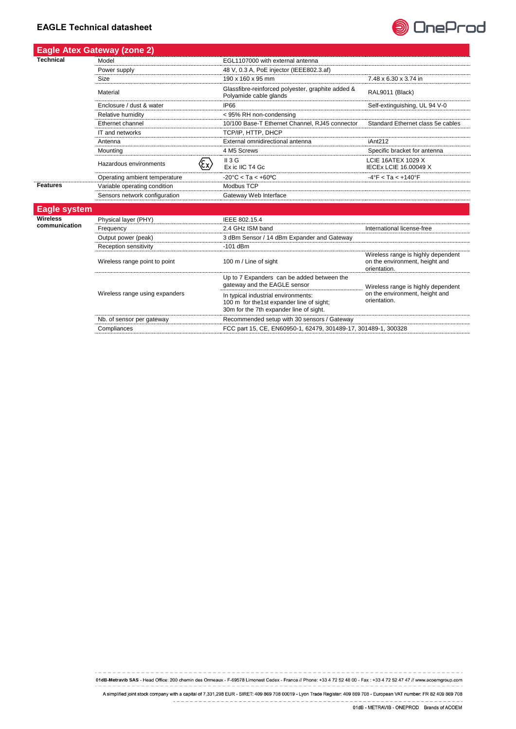## Eagle Atex Gateway (zone 2)

| | | | |
|---|---|---|---|
| **Technical** | Model | EGL1107000 with external antenna | |
| | Power supply | 48 V, 0.3 A, PoE injector (IEEE802.3.af) | |
| | Size | 190 x 160 x 95 mm | 7.48 x 6.30 x 3.74 in |
| | Material | Glassfibre-reinforced polyester, graphite added & Polyamide cable glands | RAL9011 (Black) |
| | Enclosure / dust & water | IP66 | Self-extinguishing, UL 94 V-0 |
| | Relative humidity | < 95% RH non-condensing | |
| | Ethernet channel | 10/100 Base-T Ethernet Channel, RJ45 connector | Standard Ethernet class 5e cables |
| | IT and networks | TCP/IP, HTTP, DHCP | |
| | Antenna | External omnidirectional antenna | iAnt212 |
| | Mounting | 4 M5 Screws | Specific bracket for antenna |
| | Hazardous environments | II 3 G<br>Ex ic IIC T4 Gc | LCIE 16ATEX 1029 X<br>IECEx LCIE 16.00049 X |
| | Operating ambient temperature | -20°C < Ta < +60ºC | -4°F < Ta < +140°F |
| **Features** | Variable operating condition | Modbus TCP | |
| | Sensors network configuration | Gateway Web Interface | |

## Eagle system

| | | | |
|---|---|---|---|
| **Wireless communication** | Physical layer (PHY) | IEEE 802.15.4 | |
| | Frequency | 2.4 GHz ISM band | International license-free |
| | Output power (peak) | 3 dBm Sensor / 14 dBm Expander and Gateway | |
| | Reception sensitivity | -101 dBm | |
| | Wireless range point to point | 100 m / Line of sight | Wireless range is highly dependent on the environment, height and orientation. |
| | Wireless range using expanders | Up to 7 Expanders can be added between the gateway and the EAGLE sensor<br>In typical industrial environments:<br>100 m for the1st expander line of sight;<br>30m for the 7th expander line of sight. | Wireless range is highly dependent on the environment, height and orientation. |
| | Nb. of sensor per gateway | Recommended setup with 30 sensors / Gateway | |
| | Compliances | FCC part 15, CE, EN60950-1, 62479, 301489-17, 301489-1, 300328 | |

**01dB-Metravib SAS** - Head Office: 200 chemin des Ormeaux - F-69578 Limonest Cedex - France // Phone: +33 4 72 52 48 00 - Fax : +33 4 72 52 47 47 // www.acoemgroup.com

A simplified joint stock company with a capital of 7,331,298 EUR - SIRET: 409 869 708 00019 - Lyon Trade Register: 409 869 708 - European VAT number: FR 82 409 869 708

01dB - METRAVIB - ONEPROD Brands of ACOEM